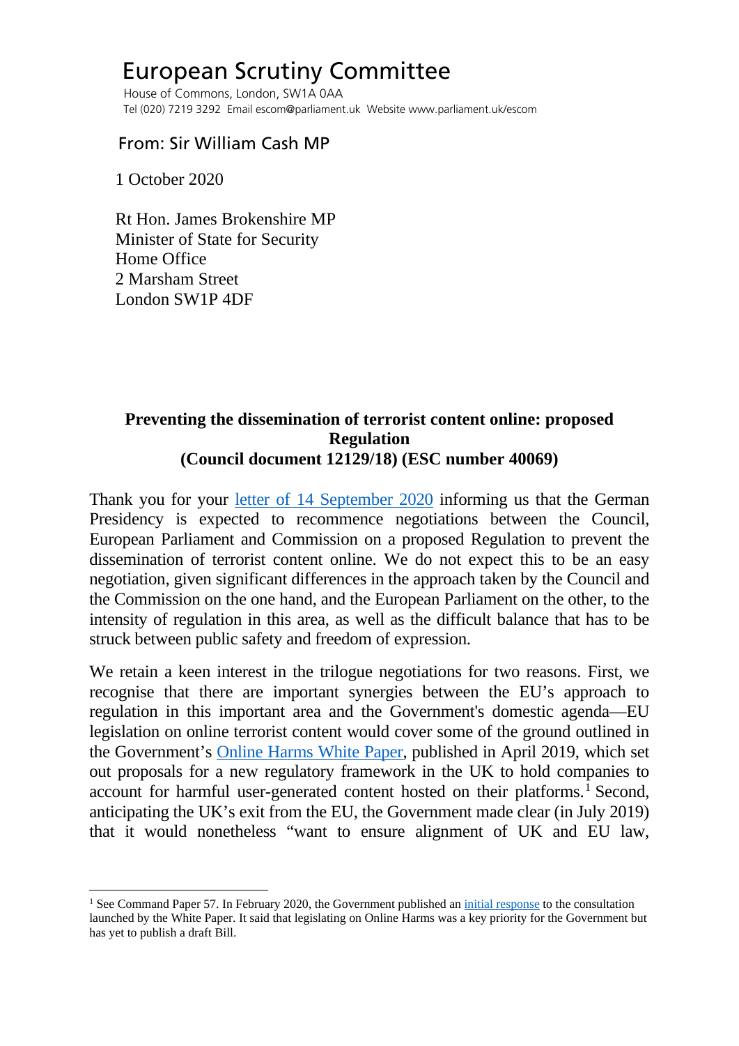# European Scrutiny Committee

House of Commons, London, SW1A 0AA
Tel (020) 7219 3292 Email escom@parliament.uk Website www.parliament.uk/escom

From: Sir William Cash MP

1 October 2020

Rt Hon. James Brokenshire MP
Minister of State for Security
Home Office
2 Marsham Street
London SW1P 4DF

**Preventing the dissemination of terrorist content online: proposed Regulation**
**(Council document 12129/18) (ESC number 40069)**

Thank you for your letter of 14 September 2020 informing us that the German Presidency is expected to recommence negotiations between the Council, European Parliament and Commission on a proposed Regulation to prevent the dissemination of terrorist content online. We do not expect this to be an easy negotiation, given significant differences in the approach taken by the Council and the Commission on the one hand, and the European Parliament on the other, to the intensity of regulation in this area, as well as the difficult balance that has to be struck between public safety and freedom of expression.

We retain a keen interest in the trilogue negotiations for two reasons. First, we recognise that there are important synergies between the EU's approach to regulation in this important area and the Government's domestic agenda—EU legislation on online terrorist content would cover some of the ground outlined in the Government's Online Harms White Paper, published in April 2019, which set out proposals for a new regulatory framework in the UK to hold companies to account for harmful user-generated content hosted on their platforms.[1] Second, anticipating the UK's exit from the EU, the Government made clear (in July 2019) that it would nonetheless "want to ensure alignment of UK and EU law,

---

[1] See Command Paper 57. In February 2020, the Government published an initial response to the consultation launched by the White Paper. It said that legislating on Online Harms was a key priority for the Government but has yet to publish a draft Bill.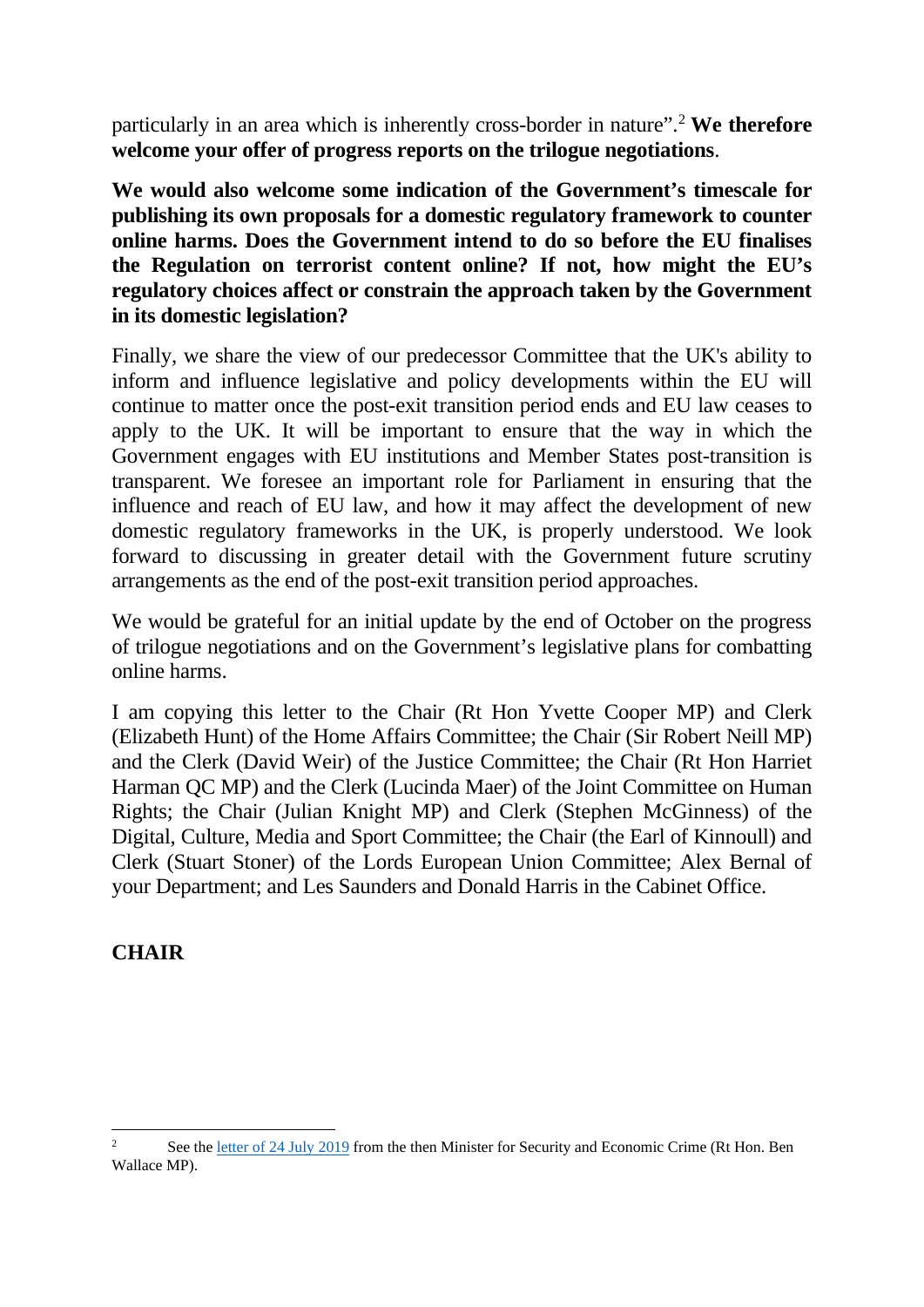particularly in an area which is inherently cross-border in nature".[2] **We therefore welcome your offer of progress reports on the trilogue negotiations**.

**We would also welcome some indication of the Government's timescale for publishing its own proposals for a domestic regulatory framework to counter online harms. Does the Government intend to do so before the EU finalises the Regulation on terrorist content online? If not, how might the EU's regulatory choices affect or constrain the approach taken by the Government in its domestic legislation?**

Finally, we share the view of our predecessor Committee that the UK's ability to inform and influence legislative and policy developments within the EU will continue to matter once the post-exit transition period ends and EU law ceases to apply to the UK. It will be important to ensure that the way in which the Government engages with EU institutions and Member States post-transition is transparent. We foresee an important role for Parliament in ensuring that the influence and reach of EU law, and how it may affect the development of new domestic regulatory frameworks in the UK, is properly understood. We look forward to discussing in greater detail with the Government future scrutiny arrangements as the end of the post-exit transition period approaches.

We would be grateful for an initial update by the end of October on the progress of trilogue negotiations and on the Government's legislative plans for combatting online harms.

I am copying this letter to the Chair (Rt Hon Yvette Cooper MP) and Clerk (Elizabeth Hunt) of the Home Affairs Committee; the Chair (Sir Robert Neill MP) and the Clerk (David Weir) of the Justice Committee; the Chair (Rt Hon Harriet Harman QC MP) and the Clerk (Lucinda Maer) of the Joint Committee on Human Rights; the Chair (Julian Knight MP) and Clerk (Stephen McGinness) of the Digital, Culture, Media and Sport Committee; the Chair (the Earl of Kinnoull) and Clerk (Stuart Stoner) of the Lords European Union Committee; Alex Bernal of your Department; and Les Saunders and Donald Harris in the Cabinet Office.

**CHAIR**

---

[2] See the letter of 24 July 2019 from the then Minister for Security and Economic Crime (Rt Hon. Ben Wallace MP).